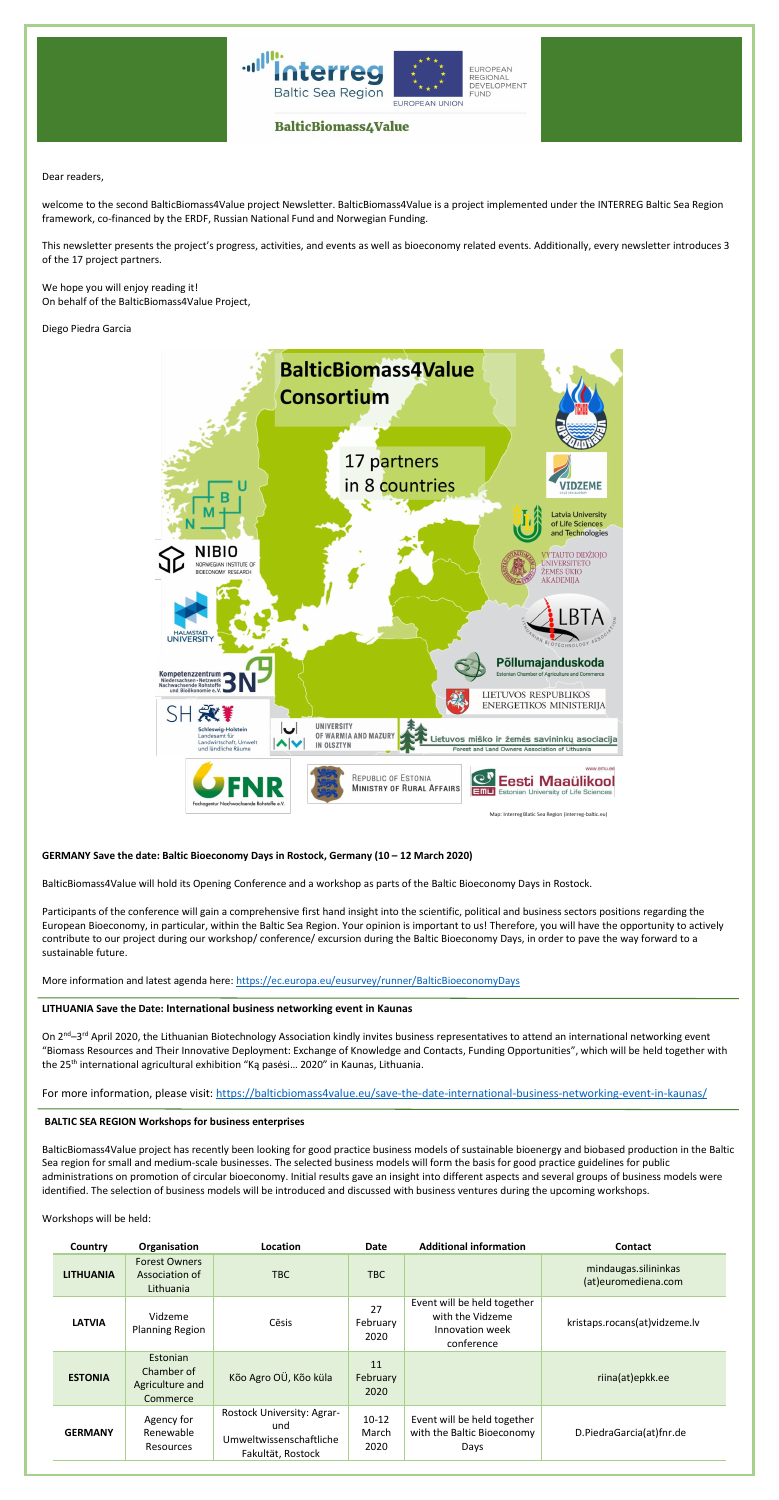Dear readers,

welcome to the second BalticBiomass4Value project Newsletter. BalticBiomass4Value is a project implemented under the INTERREG Baltic Sea Region framework, co-financed by the ERDF, Russian National Fund and Norwegian Funding.

This newsletter presents the project's progress, activities, and events as well as bioeconomy related events. Additionally, every newsletter introduces 3 of the 17 project partners.

We hope you will enjoy reading it!
On behalf of the BalticBiomass4Value Project,

Diego Piedra Garcia

**BalticBiomass4Value Consortium**

17 partners in 8 countries

Map: Interreg Baltic Sea Region (interreg-baltic.eu)

**GERMANY Save the date: Baltic Bioeconomy Days in Rostock, Germany (10 – 12 March 2020)**

BalticBiomass4Value will hold its Opening Conference and a workshop as parts of the Baltic Bioeconomy Days in Rostock.

Participants of the conference will gain a comprehensive first hand insight into the scientific, political and business sectors positions regarding the European Bioeconomy, in particular, within the Baltic Sea Region. Your opinion is important to us! Therefore, you will have the opportunity to actively contribute to our project during our workshop/ conference/ excursion during the Baltic Bioeconomy Days, in order to pave the way forward to a sustainable future.

More information and latest agenda here: https://ec.europa.eu/eusurvey/runner/BalticBioeconomyDays

**LITHUANIA Save the Date: International business networking event in Kaunas**

On 2nd–3rd April 2020, the Lithuanian Biotechnology Association kindly invites business representatives to attend an international networking event "Biomass Resources and Their Innovative Deployment: Exchange of Knowledge and Contacts, Funding Opportunities", which will be held together with the 25th international agricultural exhibition "Ką pasėsi... 2020" in Kaunas, Lithuania.

For more information, please visit: https://balticbiomass4value.eu/save-the-date-international-business-networking-event-in-kaunas/

**BALTIC SEA REGION Workshops for business enterprises**

BalticBiomass4Value project has recently been looking for good practice business models of sustainable bioenergy and biobased production in the Baltic Sea region for small and medium-scale businesses. The selected business models will form the basis for good practice guidelines for public administrations on promotion of circular bioeconomy. Initial results gave an insight into different aspects and several groups of business models were identified. The selection of business models will be introduced and discussed with business ventures during the upcoming workshops.

Workshops will be held:

| Country | Organisation | Location | Date | Additional information | Contact |
|---|---|---|---|---|---|
| **LITHUANIA** | Forest Owners Association of Lithuania | TBC | TBC | | mindaugas.silininkas (at)euromediena.com |
| **LATVIA** | Vidzeme Planning Region | Cēsis | 27 February 2020 | Event will be held together with the Vidzeme Innovation week conference | kristaps.rocans(at)vidzeme.lv |
| **ESTONIA** | Estonian Chamber of Agriculture and Commerce | Kõo Agro OÜ, Kõo küla | 11 February 2020 | | riina(at)epkk.ee |
| **GERMANY** | Agency for Renewable Resources | Rostock University: Agrar- und Umweltwissenschaftliche Fakultät, Rostock | 10-12 March 2020 | Event will be held together with the Baltic Bioeconomy Days | D.PiedraGarcia(at)fnr.de |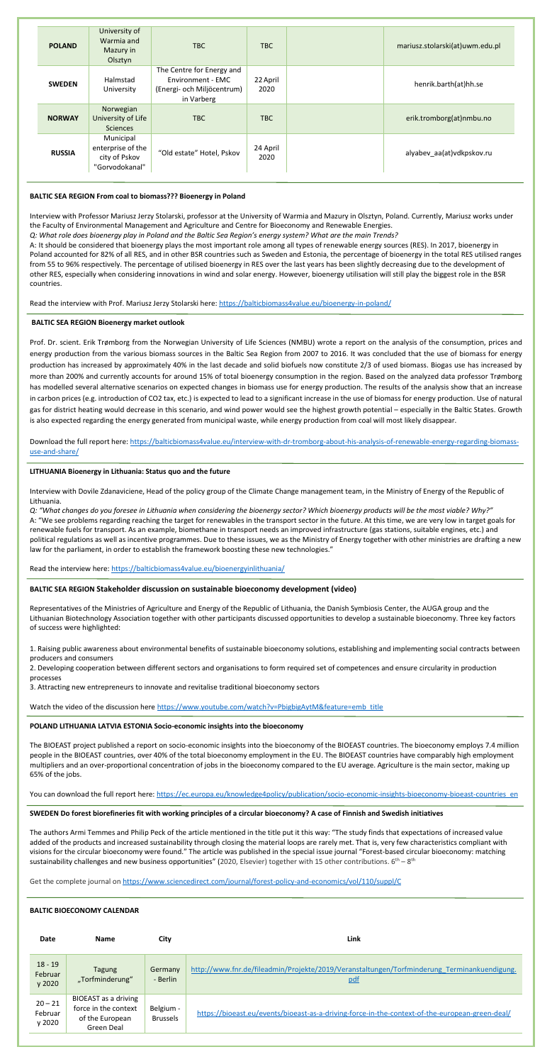| POLAND | University of Warmia and Mazury in Olsztyn | TBC | TBC | | mariusz.stolarski(at)uwm.edu.pl |
|---|---|---|---|---|---|
| SWEDEN | Halmstad University | The Centre for Energy and Environment - EMC (Energi- och Miljöcentrum) in Varberg | 22 April 2020 | | henrik.barth(at)hh.se |
| NORWAY | Norwegian University of Life Sciences | TBC | TBC | | erik.tromborg(at)nmbu.no |
| RUSSIA | Municipal enterprise of the city of Pskov "Gorvodokanal" | "Old estate" Hotel, Pskov | 24 April 2020 | | alyabev_aa(at)vdkpskov.ru |

**BALTIC SEA REGION From coal to biomass??? Bioenergy in Poland**

Interview with Professor Mariusz Jerzy Stolarski, professor at the University of Warmia and Mazury in Olsztyn, Poland. Currently, Mariusz works under the Faculty of Environmental Management and Agriculture and Centre for Bioeconomy and Renewable Energies.

*Q: What role does bioenergy play in Poland and the Baltic Sea Region's energy system? What are the main Trends?*

A: It should be considered that bioenergy plays the most important role among all types of renewable energy sources (RES). In 2017, bioenergy in Poland accounted for 82% of all RES, and in other BSR countries such as Sweden and Estonia, the percentage of bioenergy in the total RES utilised ranges from 55 to 96% respectively. The percentage of utilised bioenergy in RES over the last years has been slightly decreasing due to the development of other RES, especially when considering innovations in wind and solar energy. However, bioenergy utilisation will still play the biggest role in the BSR countries.

Read the interview with Prof. Mariusz Jerzy Stolarski here: https://balticbiomass4value.eu/bioenergy-in-poland/

**BALTIC SEA REGION Bioenergy market outlook**

Prof. Dr. scient. Erik Trømborg from the Norwegian University of Life Sciences (NMBU) wrote a report on the analysis of the consumption, prices and energy production from the various biomass sources in the Baltic Sea Region from 2007 to 2016. It was concluded that the use of biomass for energy production has increased by approximately 40% in the last decade and solid biofuels now constitute 2/3 of used biomass. Biogas use has increased by more than 200% and currently accounts for around 15% of total bioenergy consumption in the region. Based on the analyzed data professor Trømborg has modelled several alternative scenarios on expected changes in biomass use for energy production. The results of the analysis show that an increase in carbon prices (e.g. introduction of CO2 tax, etc.) is expected to lead to a significant increase in the use of biomass for energy production. Use of natural gas for district heating would decrease in this scenario, and wind power would see the highest growth potential – especially in the Baltic States. Growth is also expected regarding the energy generated from municipal waste, while energy production from coal will most likely disappear.

Download the full report here: https://balticbiomass4value.eu/interview-with-dr-tromborg-about-his-analysis-of-renewable-energy-regarding-biomass-use-and-share/

**LITHUANIA Bioenergy in Lithuania: Status quo and the future**

Interview with Dovile Zdanaviciene, Head of the policy group of the Climate Change management team, in the Ministry of Energy of the Republic of Lithuania.

*Q: "What changes do you foresee in Lithuania when considering the bioenergy sector? Which bioenergy products will be the most viable? Why?"*

A: "We see problems regarding reaching the target for renewables in the transport sector in the future. At this time, we are very low in target goals for renewable fuels for transport. As an example, biomethane in transport needs an improved infrastructure (gas stations, suitable engines, etc.) and political regulations as well as incentive programmes. Due to these issues, we as the Ministry of Energy together with other ministries are drafting a new law for the parliament, in order to establish the framework boosting these new technologies."

Read the interview here: https://balticbiomass4value.eu/bioenergyinlithuania/

**BALTIC SEA REGION Stakeholder discussion on sustainable bioeconomy development (video)**

Representatives of the Ministries of Agriculture and Energy of the Republic of Lithuania, the Danish Symbiosis Center, the AUGA group and the Lithuanian Biotechnology Association together with other participants discussed opportunities to develop a sustainable bioeconomy. Three key factors of success were highlighted:

1. Raising public awareness about environmental benefits of sustainable bioeconomy solutions, establishing and implementing social contracts between producers and consumers
2. Developing cooperation between different sectors and organisations to form required set of competences and ensure circularity in production processes
3. Attracting new entrepreneurs to innovate and revitalise traditional bioeconomy sectors

Watch the video of the discussion here https://www.youtube.com/watch?v=PbigbigAytM&feature=emb_title

**POLAND LITHUANIA LATVIA ESTONIA Socio-economic insights into the bioeconomy**

The BIOEAST project published a report on socio-economic insights into the bioeconomy of the BIOEAST countries. The bioeconomy employs 7.4 million people in the BIOEAST countries, over 40% of the total bioeconomy employment in the EU. The BIOEAST countries have comparably high employment multipliers and an over-proportional concentration of jobs in the bioeconomy compared to the EU average. Agriculture is the main sector, making up 65% of the jobs.

You can download the full report here: https://ec.europa.eu/knowledge4policy/publication/socio-economic-insights-bioeconomy-bioeast-countries_en

**SWEDEN Do forest biorefineries fit with working principles of a circular bioeconomy? A case of Finnish and Swedish initiatives**

The authors Armi Temmes and Philip Peck of the article mentioned in the title put it this way: "The study finds that expectations of increased value added of the products and increased sustainability through closing the material loops are rarely met. That is, very few characteristics compliant with visions for the circular bioeconomy were found." The article was published in the special issue journal "Forest-based circular bioeconomy: matching sustainability challenges and new business opportunities" (2020, Elsevier) together with 15 other contributions. 6th – 8th

Get the complete journal on https://www.sciencedirect.com/journal/forest-policy-and-economics/vol/110/suppl/C

**BALTIC BIOECONOMY CALENDAR**

| Date | Name | City | Link |
|---|---|---|---|
| 18 - 19 Februar y 2020 | Tagung „Torfminderung" | Germany - Berlin | http://www.fnr.de/fileadmin/Projekte/2019/Veranstaltungen/Torfminderung_Terminankuendigung.pdf |
| 20 – 21 Februar y 2020 | BIOEAST as a driving force in the context of the European Green Deal | Belgium - Brussels | https://bioeast.eu/events/bioeast-as-a-driving-force-in-the-context-of-the-european-green-deal/ |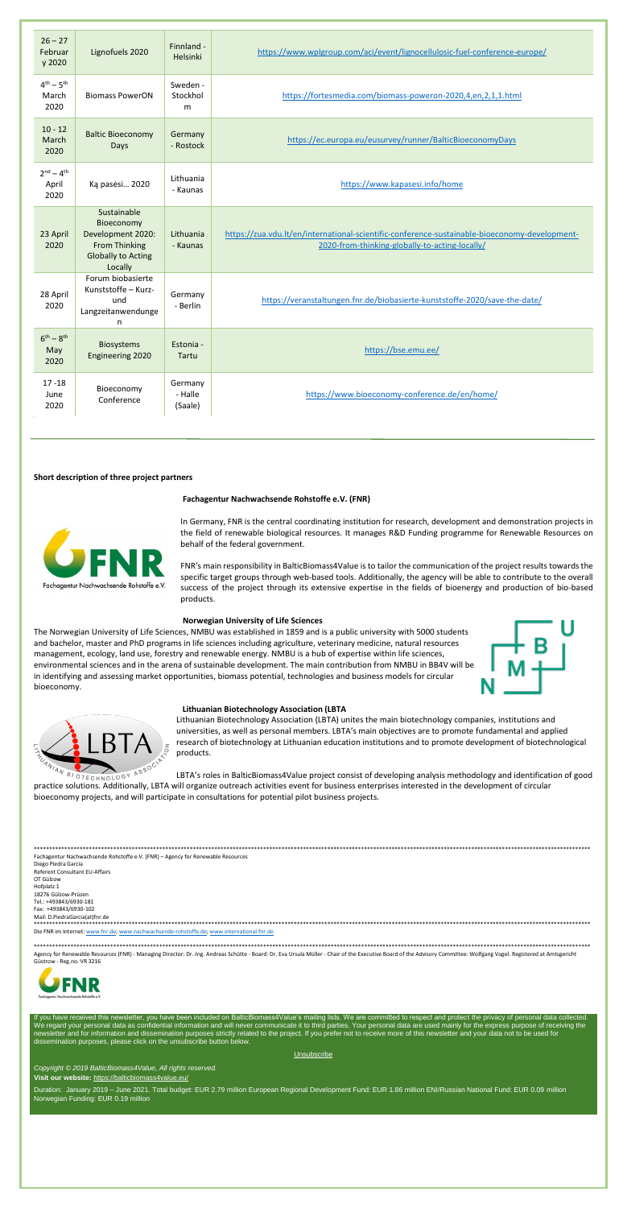| | | | |
|---|---|---|---|
| 26 – 27 February 2020 | Lignofuels 2020 | Finnland - Helsinki | https://www.wplgroup.com/aci/event/lignocellulosic-fuel-conference-europe/ |
| 4th – 5th March 2020 | Biomass PowerON | Sweden - Stockholm | https://fortesmedia.com/biomass-poweron-2020,4,en,2,1,1.html |
| 10 - 12 March 2020 | Baltic Bioeconomy Days | Germany - Rostock | https://ec.europa.eu/eusurvey/runner/BalticBioeconomyDays |
| 2nd – 4th April 2020 | Ką pasėsi... 2020 | Lithuania - Kaunas | https://www.kapasesi.info/home |
| 23 April 2020 | Sustainable Bioeconomy Development 2020: From Thinking Globally to Acting Locally | Lithuania - Kaunas | https://zua.vdu.lt/en/international-scientific-conference-sustainable-bioeconomy-development-2020-from-thinking-globally-to-acting-locally/ |
| 28 April 2020 | Forum biobasierte Kunststoffe – Kurz- und Langzeitanwendungen | Germany - Berlin | https://veranstaltungen.fnr.de/biobasierte-kunststoffe-2020/save-the-date/ |
| 6th – 8th May 2020 | Biosystems Engineering 2020 | Estonia - Tartu | https://bse.emu.ee/ |
| 17 -18 June 2020 | Bioeconomy Conference | Germany - Halle (Saale) | https://www.bioeconomy-conference.de/en/home/ |

**Short description of three project partners**

**Fachagentur Nachwachsende Rohstoffe e.V. (FNR)**

In Germany, FNR is the central coordinating institution for research, development and demonstration projects in the field of renewable biological resources. It manages R&D Funding programme for Renewable Resources on behalf of the federal government.

FNR's main responsibility in BalticBiomass4Value is to tailor the communication of the project results towards the specific target groups through web-based tools. Additionally, the agency will be able to contribute to the overall success of the project through its extensive expertise in the fields of bioenergy and production of bio-based products.

**Norwegian University of Life Sciences**

The Norwegian University of Life Sciences, NMBU was established in 1859 and is a public university with 5000 students and bachelor, master and PhD programs in life sciences including agriculture, veterinary medicine, natural resources management, ecology, land use, forestry and renewable energy. NMBU is a hub of expertise within life sciences, environmental sciences and in the arena of sustainable development. The main contribution from NMBU in BB4V will be in identifying and assessing market opportunities, biomass potential, technologies and business models for circular bioeconomy.

**Lithuanian Biotechnology Association (LBTA**

Lithuanian Biotechnology Association (LBTA) unites the main biotechnology companies, institutions and universities, as well as personal members. LBTA's main objectives are to promote fundamental and applied research of biotechnology at Lithuanian education institutions and to promote development of biotechnological products.

LBTA's roles in BalticBiomass4Value project consist of developing analysis methodology and identification of good practice solutions. Additionally, LBTA will organize outreach activities event for business enterprises interested in the development of circular bioeconomy projects, and will participate in consultations for potential pilot business projects.

Fachagentur Nachwachsende Rohstoffe e.V. (FNR) – Agency for Renewable Resources
Diego Piedra Garcia
Referent Consultant EU-Affairs
OT Gülzow
Hofplatz 1
18276 Gülzow-Prüzen
Tel.: +493843/6930-181
Fax: +493843/6930-102
Mail: D.PiedraGarcia(at)fnr.de

Die FNR im Internet: www.fnr.de; www.nachwachsende-rohstoffe.de; www.international.fnr.de

Agency for Renewable Resources (FNR) - Managing Director: Dr.-Ing. Andreas Schütte - Board: Dr. Eva Ursula Müller - Chair of the Executive Board of the Advisory Committee: Wolfgang Vogel. Registered at Amtsgericht Güstrow - Reg.no. VR 3216

If you have received this newsletter, you have been included on BalticBiomass4Value's mailing lists. We are committed to respect and protect the privacy of personal data collected. We regard your personal data as confidential information and will never communicate it to third parties. Your personal data are used mainly for the express purpose of receiving the newsletter and for information and dissemination purposes strictly related to the project. If you prefer not to receive more of this newsletter and your data not to be used for dissemination purposes, please click on the unsubscribe button below.

Unsubscribe

*Copyright © 2019 BalticBiomass4Value, All rights reserved.*

**Visit our website:** https://balticbiomass4value.eu/

Duration: January 2019 – June 2021. Total budget: EUR 2.79 million European Regional Development Fund: EUR 1.86 million ENI/Russian National Fund: EUR 0.09 million Norwegian Funding: EUR 0.19 million